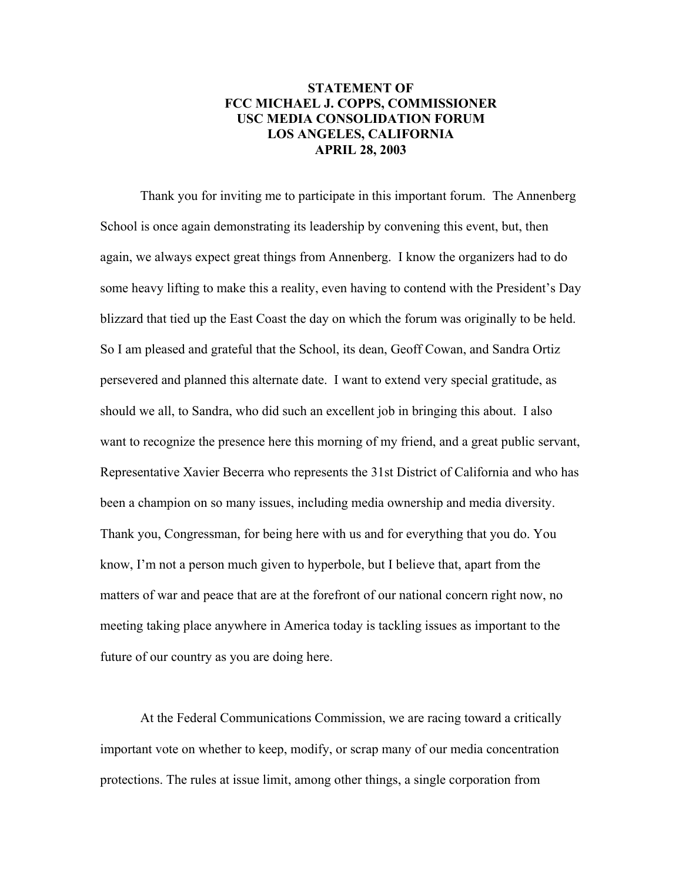**STATEMENT OF**
**FCC MICHAEL J. COPPS, COMMISSIONER**
**USC MEDIA CONSOLIDATION FORUM**
**LOS ANGELES, CALIFORNIA**
**APRIL 28, 2003**

Thank you for inviting me to participate in this important forum. The Annenberg School is once again demonstrating its leadership by convening this event, but, then again, we always expect great things from Annenberg. I know the organizers had to do some heavy lifting to make this a reality, even having to contend with the President's Day blizzard that tied up the East Coast the day on which the forum was originally to be held. So I am pleased and grateful that the School, its dean, Geoff Cowan, and Sandra Ortiz persevered and planned this alternate date. I want to extend very special gratitude, as should we all, to Sandra, who did such an excellent job in bringing this about. I also want to recognize the presence here this morning of my friend, and a great public servant, Representative Xavier Becerra who represents the 31st District of California and who has been a champion on so many issues, including media ownership and media diversity. Thank you, Congressman, for being here with us and for everything that you do. You know, I'm not a person much given to hyperbole, but I believe that, apart from the matters of war and peace that are at the forefront of our national concern right now, no meeting taking place anywhere in America today is tackling issues as important to the future of our country as you are doing here.

At the Federal Communications Commission, we are racing toward a critically important vote on whether to keep, modify, or scrap many of our media concentration protections. The rules at issue limit, among other things, a single corporation from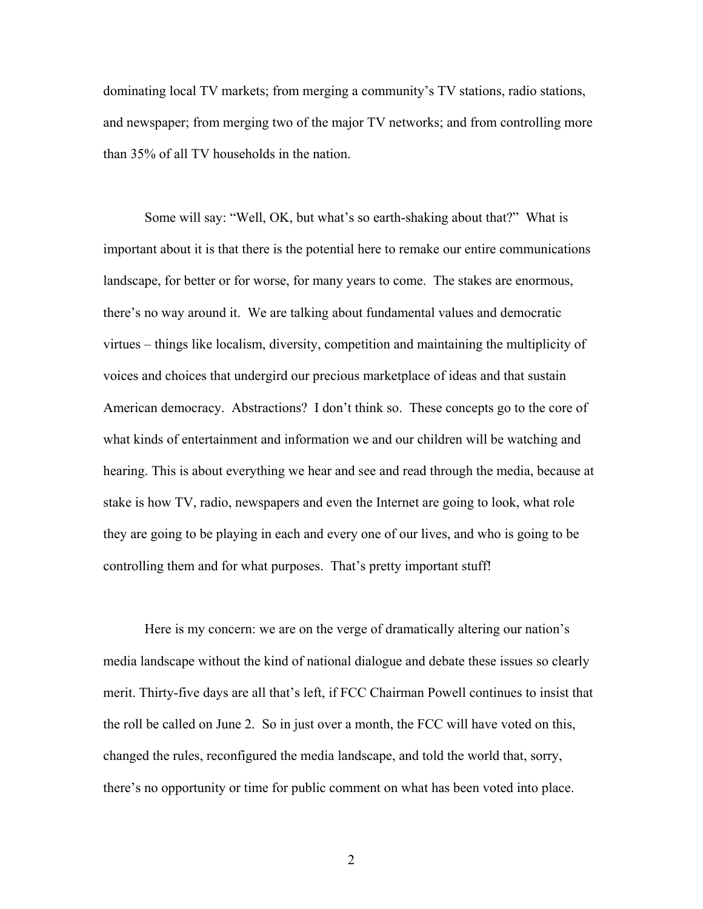dominating local TV markets; from merging a community's TV stations, radio stations, and newspaper; from merging two of the major TV networks; and from controlling more than 35% of all TV households in the nation.

Some will say: "Well, OK, but what's so earth-shaking about that?" What is important about it is that there is the potential here to remake our entire communications landscape, for better or for worse, for many years to come. The stakes are enormous, there's no way around it. We are talking about fundamental values and democratic virtues – things like localism, diversity, competition and maintaining the multiplicity of voices and choices that undergird our precious marketplace of ideas and that sustain American democracy. Abstractions? I don't think so. These concepts go to the core of what kinds of entertainment and information we and our children will be watching and hearing. This is about everything we hear and see and read through the media, because at stake is how TV, radio, newspapers and even the Internet are going to look, what role they are going to be playing in each and every one of our lives, and who is going to be controlling them and for what purposes. That's pretty important stuff!

Here is my concern: we are on the verge of dramatically altering our nation's media landscape without the kind of national dialogue and debate these issues so clearly merit. Thirty-five days are all that's left, if FCC Chairman Powell continues to insist that the roll be called on June 2. So in just over a month, the FCC will have voted on this, changed the rules, reconfigured the media landscape, and told the world that, sorry, there's no opportunity or time for public comment on what has been voted into place.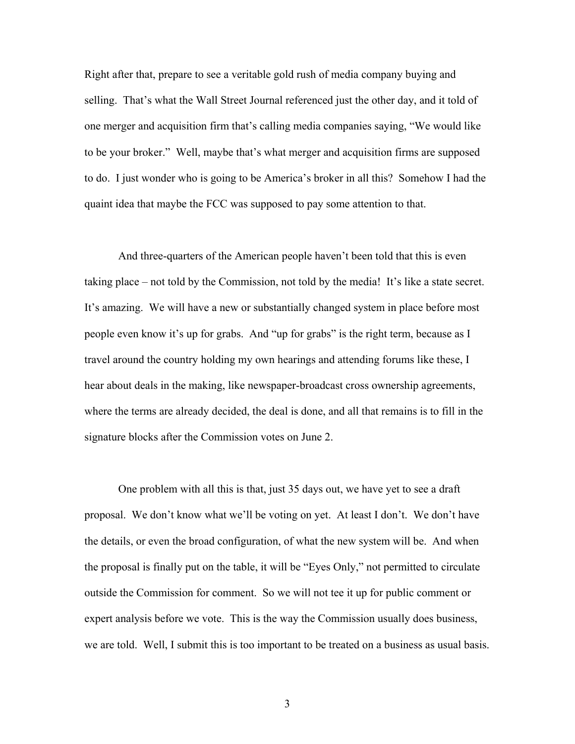Right after that, prepare to see a veritable gold rush of media company buying and selling. That's what the Wall Street Journal referenced just the other day, and it told of one merger and acquisition firm that's calling media companies saying, "We would like to be your broker." Well, maybe that's what merger and acquisition firms are supposed to do. I just wonder who is going to be America's broker in all this? Somehow I had the quaint idea that maybe the FCC was supposed to pay some attention to that.

And three-quarters of the American people haven't been told that this is even taking place – not told by the Commission, not told by the media! It's like a state secret. It's amazing. We will have a new or substantially changed system in place before most people even know it's up for grabs. And "up for grabs" is the right term, because as I travel around the country holding my own hearings and attending forums like these, I hear about deals in the making, like newspaper-broadcast cross ownership agreements, where the terms are already decided, the deal is done, and all that remains is to fill in the signature blocks after the Commission votes on June 2.

One problem with all this is that, just 35 days out, we have yet to see a draft proposal. We don't know what we'll be voting on yet. At least I don't. We don't have the details, or even the broad configuration, of what the new system will be. And when the proposal is finally put on the table, it will be "Eyes Only," not permitted to circulate outside the Commission for comment. So we will not tee it up for public comment or expert analysis before we vote. This is the way the Commission usually does business, we are told. Well, I submit this is too important to be treated on a business as usual basis.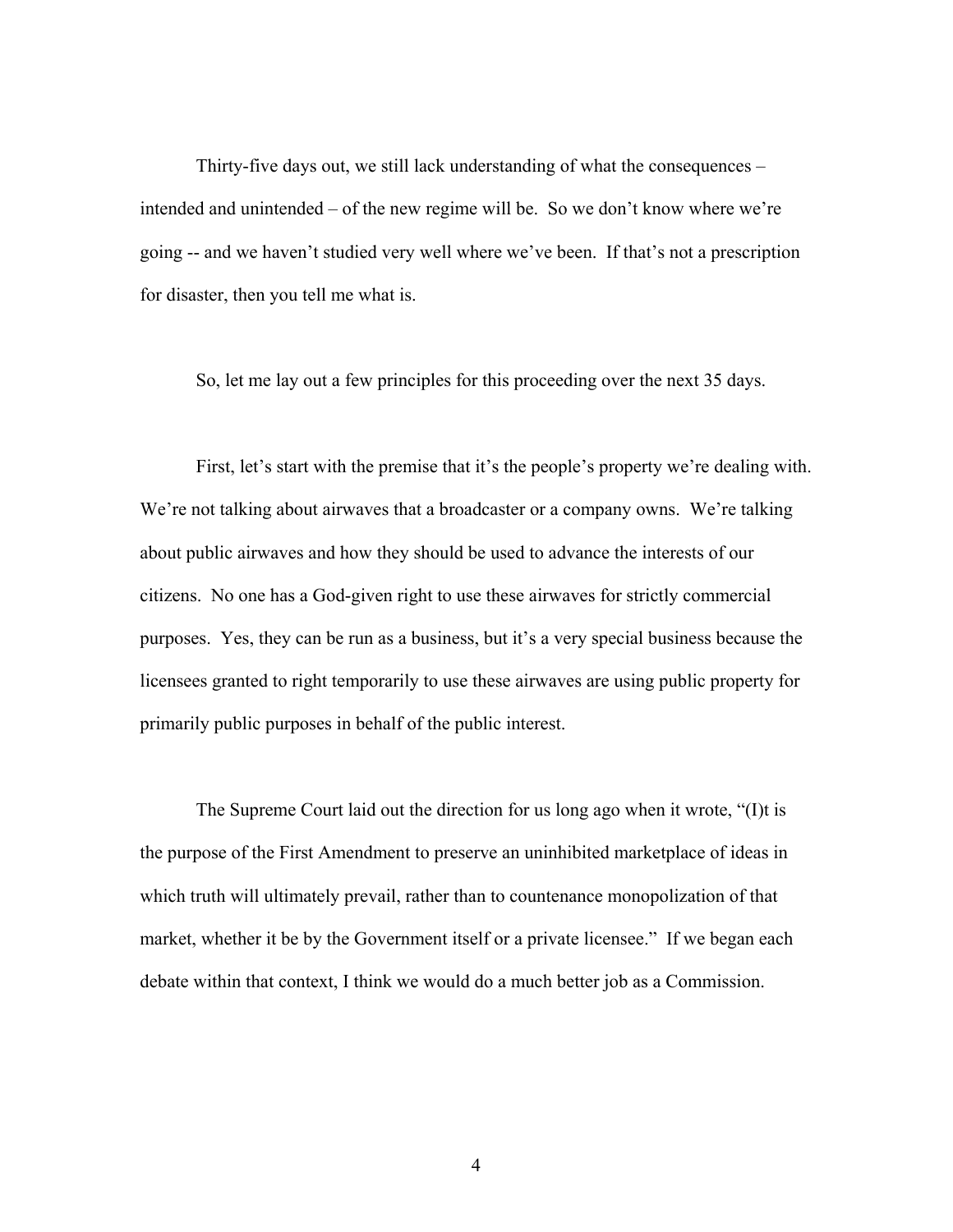Thirty-five days out, we still lack understanding of what the consequences – intended and unintended – of the new regime will be. So we don't know where we're going -- and we haven't studied very well where we've been. If that's not a prescription for disaster, then you tell me what is.

So, let me lay out a few principles for this proceeding over the next 35 days.

First, let's start with the premise that it's the people's property we're dealing with. We're not talking about airwaves that a broadcaster or a company owns. We're talking about public airwaves and how they should be used to advance the interests of our citizens. No one has a God-given right to use these airwaves for strictly commercial purposes. Yes, they can be run as a business, but it's a very special business because the licensees granted to right temporarily to use these airwaves are using public property for primarily public purposes in behalf of the public interest.

The Supreme Court laid out the direction for us long ago when it wrote, "(I)t is the purpose of the First Amendment to preserve an uninhibited marketplace of ideas in which truth will ultimately prevail, rather than to countenance monopolization of that market, whether it be by the Government itself or a private licensee." If we began each debate within that context, I think we would do a much better job as a Commission.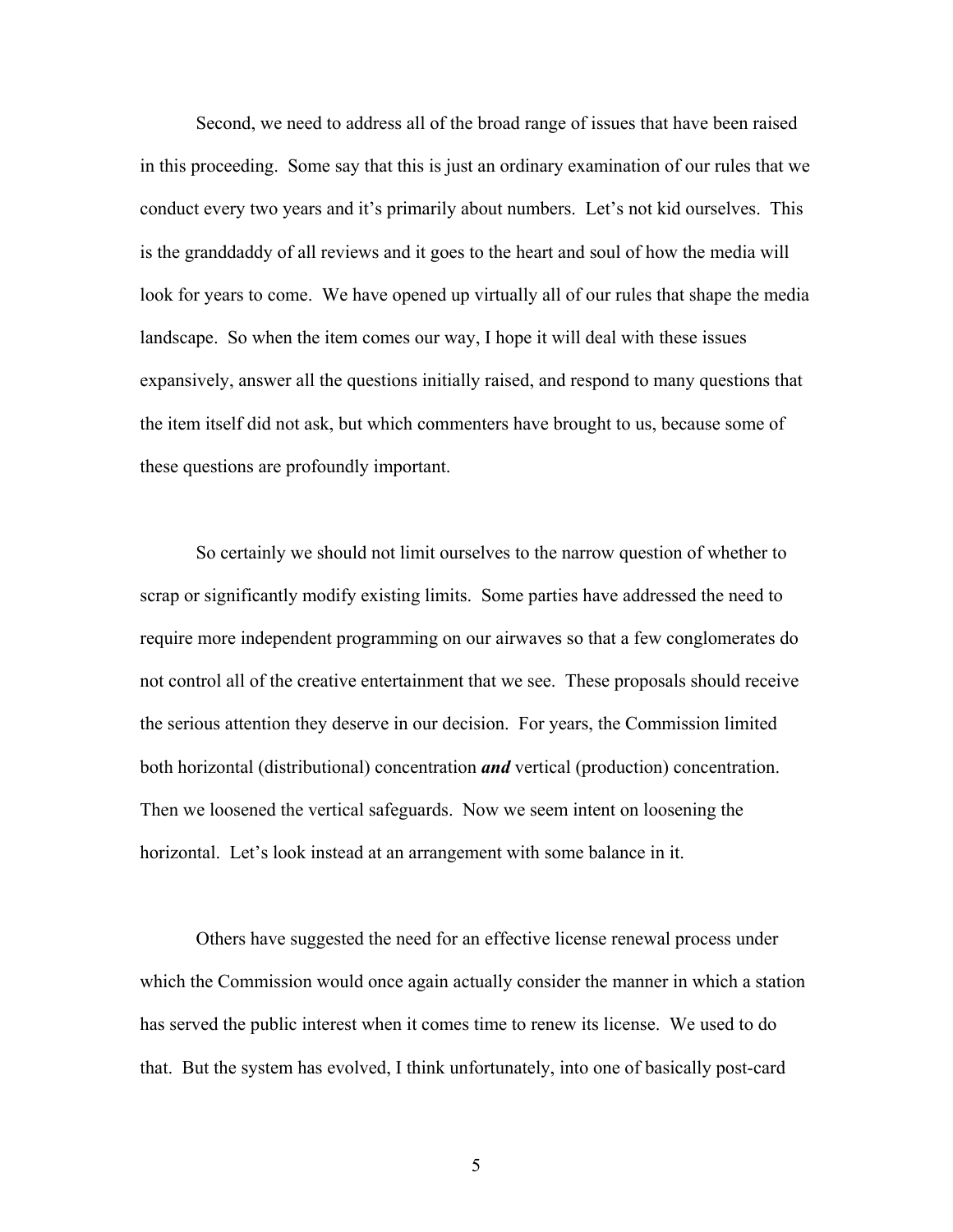Second, we need to address all of the broad range of issues that have been raised in this proceeding. Some say that this is just an ordinary examination of our rules that we conduct every two years and it's primarily about numbers. Let's not kid ourselves. This is the granddaddy of all reviews and it goes to the heart and soul of how the media will look for years to come. We have opened up virtually all of our rules that shape the media landscape. So when the item comes our way, I hope it will deal with these issues expansively, answer all the questions initially raised, and respond to many questions that the item itself did not ask, but which commenters have brought to us, because some of these questions are profoundly important.

So certainly we should not limit ourselves to the narrow question of whether to scrap or significantly modify existing limits. Some parties have addressed the need to require more independent programming on our airwaves so that a few conglomerates do not control all of the creative entertainment that we see. These proposals should receive the serious attention they deserve in our decision. For years, the Commission limited both horizontal (distributional) concentration ***and*** vertical (production) concentration. Then we loosened the vertical safeguards. Now we seem intent on loosening the horizontal. Let's look instead at an arrangement with some balance in it.

Others have suggested the need for an effective license renewal process under which the Commission would once again actually consider the manner in which a station has served the public interest when it comes time to renew its license. We used to do that. But the system has evolved, I think unfortunately, into one of basically post-card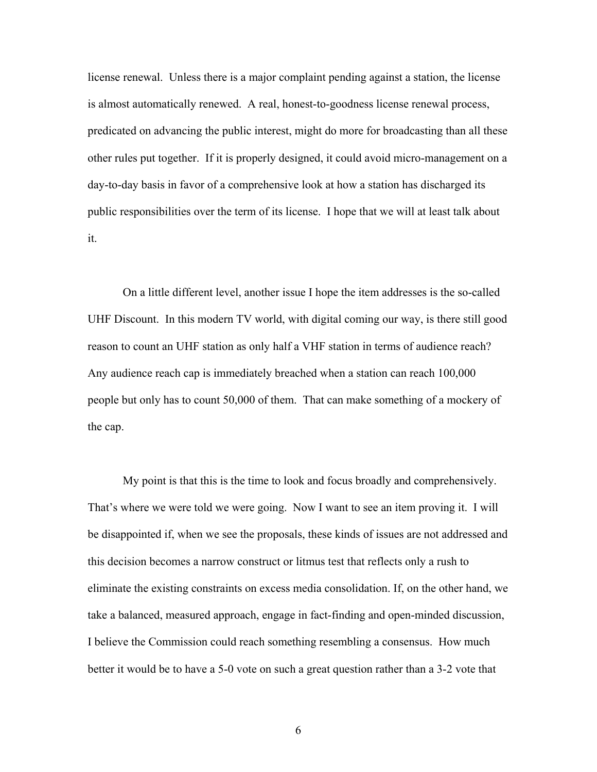license renewal. Unless there is a major complaint pending against a station, the license is almost automatically renewed. A real, honest-to-goodness license renewal process, predicated on advancing the public interest, might do more for broadcasting than all these other rules put together. If it is properly designed, it could avoid micro-management on a day-to-day basis in favor of a comprehensive look at how a station has discharged its public responsibilities over the term of its license. I hope that we will at least talk about it.

On a little different level, another issue I hope the item addresses is the so-called UHF Discount. In this modern TV world, with digital coming our way, is there still good reason to count an UHF station as only half a VHF station in terms of audience reach? Any audience reach cap is immediately breached when a station can reach 100,000 people but only has to count 50,000 of them. That can make something of a mockery of the cap.

My point is that this is the time to look and focus broadly and comprehensively. That's where we were told we were going. Now I want to see an item proving it. I will be disappointed if, when we see the proposals, these kinds of issues are not addressed and this decision becomes a narrow construct or litmus test that reflects only a rush to eliminate the existing constraints on excess media consolidation. If, on the other hand, we take a balanced, measured approach, engage in fact-finding and open-minded discussion, I believe the Commission could reach something resembling a consensus. How much better it would be to have a 5-0 vote on such a great question rather than a 3-2 vote that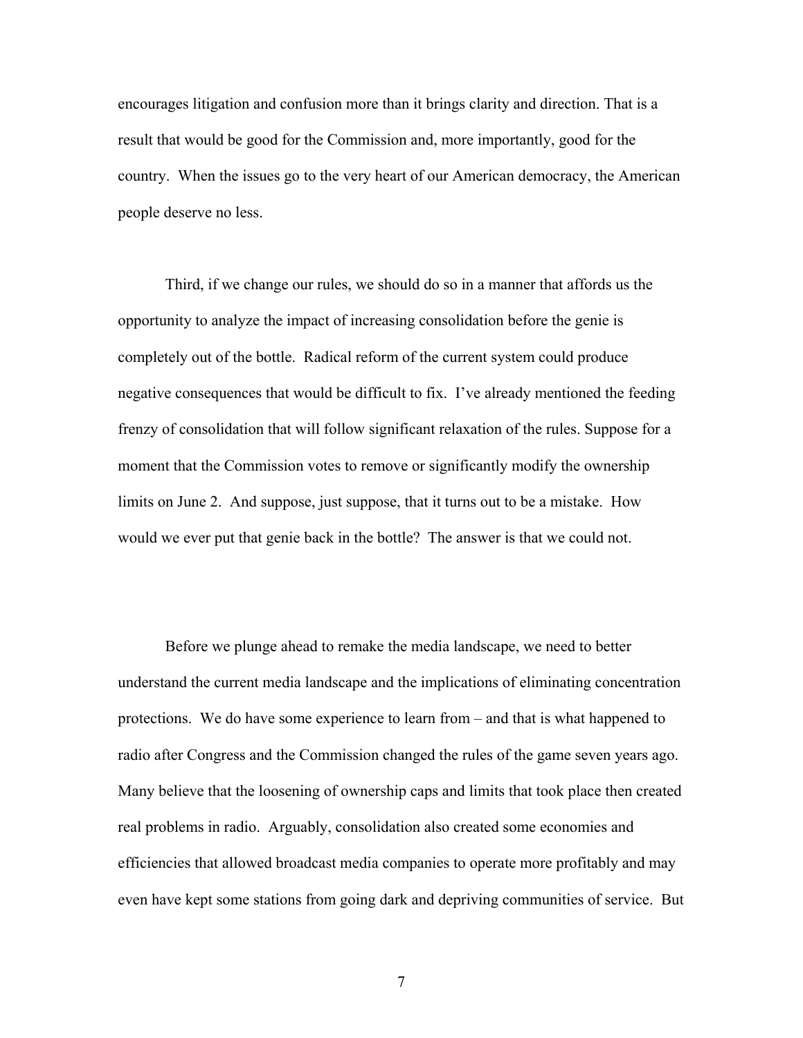encourages litigation and confusion more than it brings clarity and direction. That is a result that would be good for the Commission and, more importantly, good for the country. When the issues go to the very heart of our American democracy, the American people deserve no less.

Third, if we change our rules, we should do so in a manner that affords us the opportunity to analyze the impact of increasing consolidation before the genie is completely out of the bottle. Radical reform of the current system could produce negative consequences that would be difficult to fix. I've already mentioned the feeding frenzy of consolidation that will follow significant relaxation of the rules. Suppose for a moment that the Commission votes to remove or significantly modify the ownership limits on June 2. And suppose, just suppose, that it turns out to be a mistake. How would we ever put that genie back in the bottle? The answer is that we could not.

Before we plunge ahead to remake the media landscape, we need to better understand the current media landscape and the implications of eliminating concentration protections. We do have some experience to learn from – and that is what happened to radio after Congress and the Commission changed the rules of the game seven years ago. Many believe that the loosening of ownership caps and limits that took place then created real problems in radio. Arguably, consolidation also created some economies and efficiencies that allowed broadcast media companies to operate more profitably and may even have kept some stations from going dark and depriving communities of service. But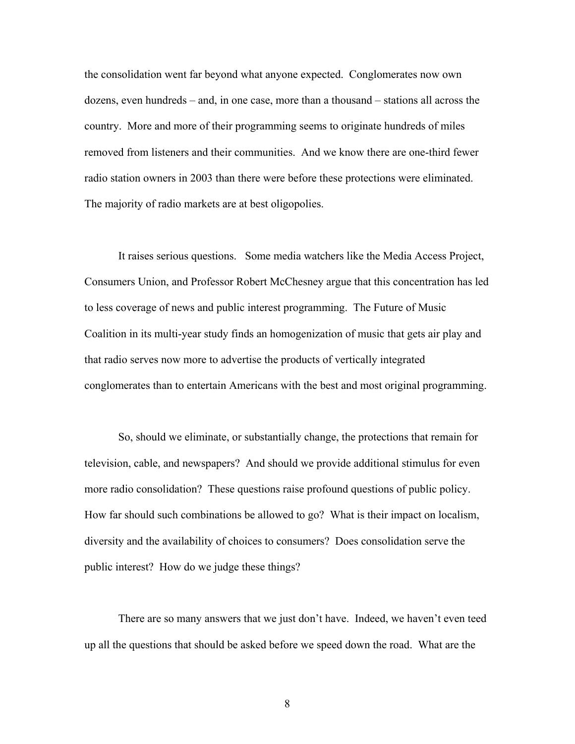the consolidation went far beyond what anyone expected. Conglomerates now own dozens, even hundreds – and, in one case, more than a thousand – stations all across the country. More and more of their programming seems to originate hundreds of miles removed from listeners and their communities. And we know there are one-third fewer radio station owners in 2003 than there were before these protections were eliminated. The majority of radio markets are at best oligopolies.

It raises serious questions. Some media watchers like the Media Access Project, Consumers Union, and Professor Robert McChesney argue that this concentration has led to less coverage of news and public interest programming. The Future of Music Coalition in its multi-year study finds an homogenization of music that gets air play and that radio serves now more to advertise the products of vertically integrated conglomerates than to entertain Americans with the best and most original programming.

So, should we eliminate, or substantially change, the protections that remain for television, cable, and newspapers? And should we provide additional stimulus for even more radio consolidation? These questions raise profound questions of public policy. How far should such combinations be allowed to go? What is their impact on localism, diversity and the availability of choices to consumers? Does consolidation serve the public interest? How do we judge these things?

There are so many answers that we just don't have. Indeed, we haven't even teed up all the questions that should be asked before we speed down the road. What are the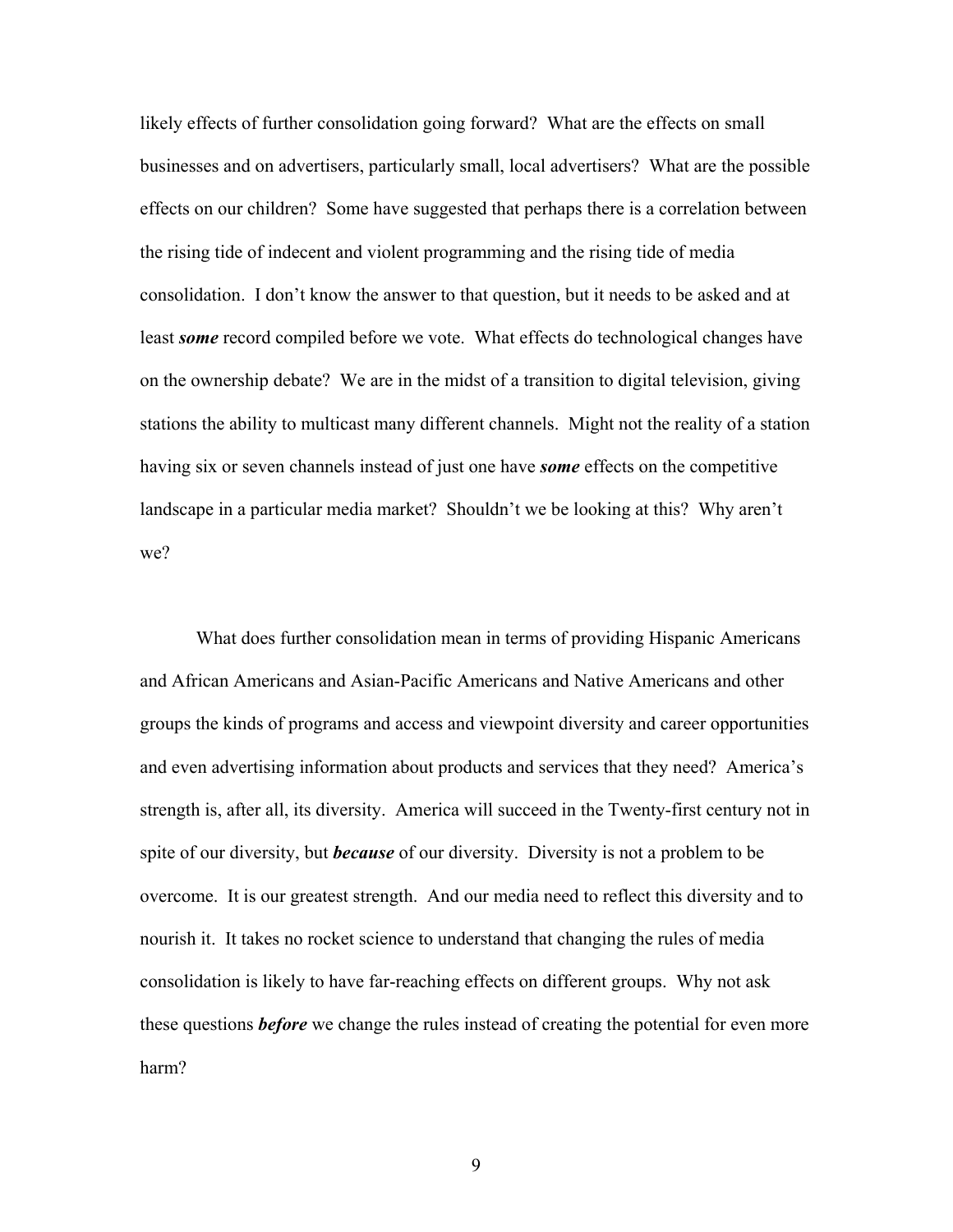likely effects of further consolidation going forward? What are the effects on small businesses and on advertisers, particularly small, local advertisers? What are the possible effects on our children? Some have suggested that perhaps there is a correlation between the rising tide of indecent and violent programming and the rising tide of media consolidation. I don't know the answer to that question, but it needs to be asked and at least ***some*** record compiled before we vote. What effects do technological changes have on the ownership debate? We are in the midst of a transition to digital television, giving stations the ability to multicast many different channels. Might not the reality of a station having six or seven channels instead of just one have ***some*** effects on the competitive landscape in a particular media market? Shouldn't we be looking at this? Why aren't we?

What does further consolidation mean in terms of providing Hispanic Americans and African Americans and Asian-Pacific Americans and Native Americans and other groups the kinds of programs and access and viewpoint diversity and career opportunities and even advertising information about products and services that they need? America's strength is, after all, its diversity. America will succeed in the Twenty-first century not in spite of our diversity, but ***because*** of our diversity. Diversity is not a problem to be overcome. It is our greatest strength. And our media need to reflect this diversity and to nourish it. It takes no rocket science to understand that changing the rules of media consolidation is likely to have far-reaching effects on different groups. Why not ask these questions ***before*** we change the rules instead of creating the potential for even more harm?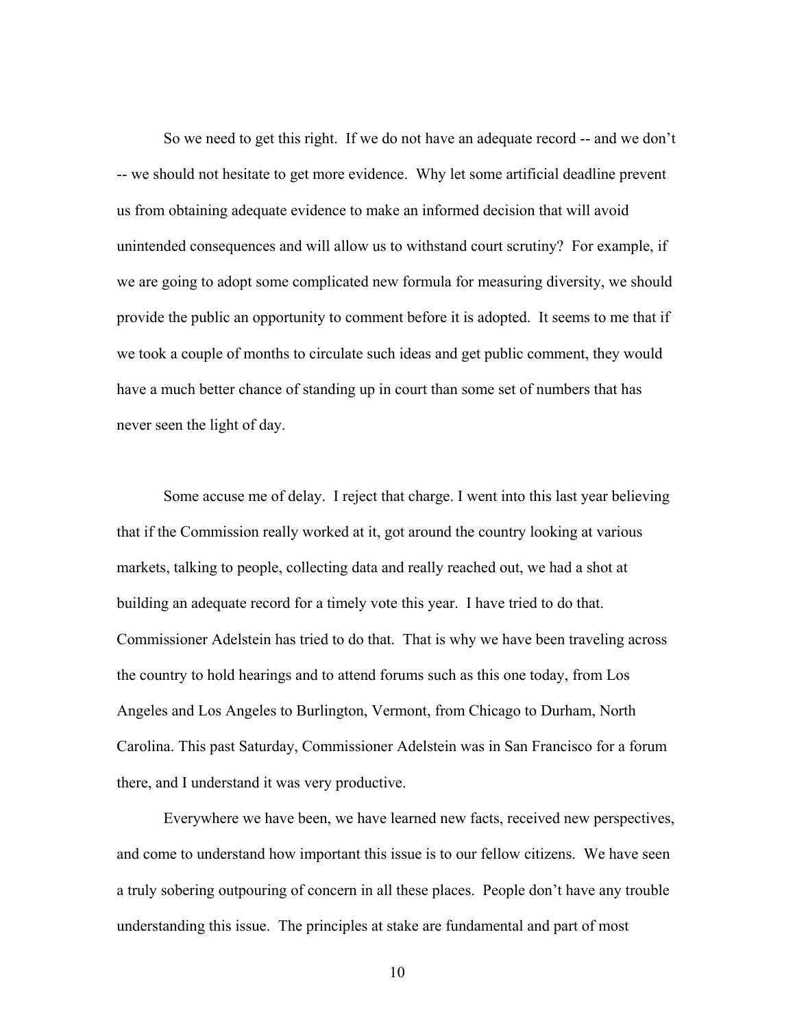So we need to get this right. If we do not have an adequate record -- and we don't -- we should not hesitate to get more evidence. Why let some artificial deadline prevent us from obtaining adequate evidence to make an informed decision that will avoid unintended consequences and will allow us to withstand court scrutiny? For example, if we are going to adopt some complicated new formula for measuring diversity, we should provide the public an opportunity to comment before it is adopted. It seems to me that if we took a couple of months to circulate such ideas and get public comment, they would have a much better chance of standing up in court than some set of numbers that has never seen the light of day.

Some accuse me of delay. I reject that charge. I went into this last year believing that if the Commission really worked at it, got around the country looking at various markets, talking to people, collecting data and really reached out, we had a shot at building an adequate record for a timely vote this year. I have tried to do that. Commissioner Adelstein has tried to do that. That is why we have been traveling across the country to hold hearings and to attend forums such as this one today, from Los Angeles and Los Angeles to Burlington, Vermont, from Chicago to Durham, North Carolina. This past Saturday, Commissioner Adelstein was in San Francisco for a forum there, and I understand it was very productive.

Everywhere we have been, we have learned new facts, received new perspectives, and come to understand how important this issue is to our fellow citizens. We have seen a truly sobering outpouring of concern in all these places. People don't have any trouble understanding this issue. The principles at stake are fundamental and part of most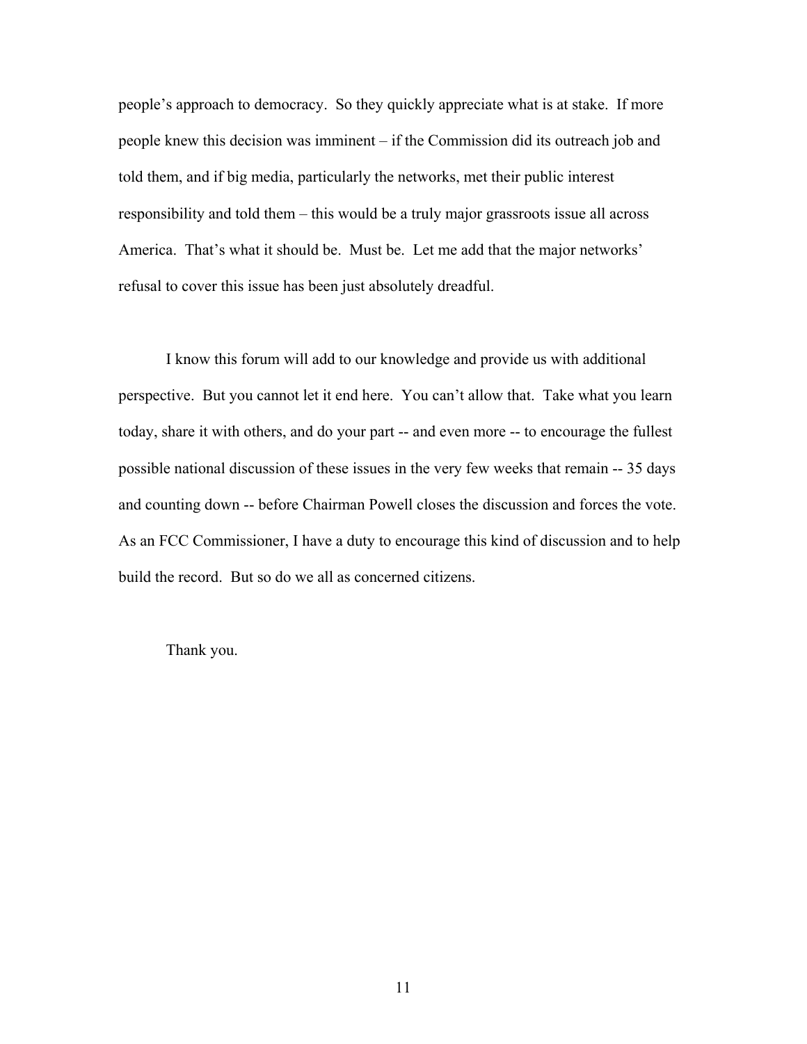people's approach to democracy. So they quickly appreciate what is at stake. If more people knew this decision was imminent – if the Commission did its outreach job and told them, and if big media, particularly the networks, met their public interest responsibility and told them – this would be a truly major grassroots issue all across America. That's what it should be. Must be. Let me add that the major networks' refusal to cover this issue has been just absolutely dreadful.

I know this forum will add to our knowledge and provide us with additional perspective. But you cannot let it end here. You can't allow that. Take what you learn today, share it with others, and do your part -- and even more -- to encourage the fullest possible national discussion of these issues in the very few weeks that remain -- 35 days and counting down -- before Chairman Powell closes the discussion and forces the vote. As an FCC Commissioner, I have a duty to encourage this kind of discussion and to help build the record. But so do we all as concerned citizens.

Thank you.